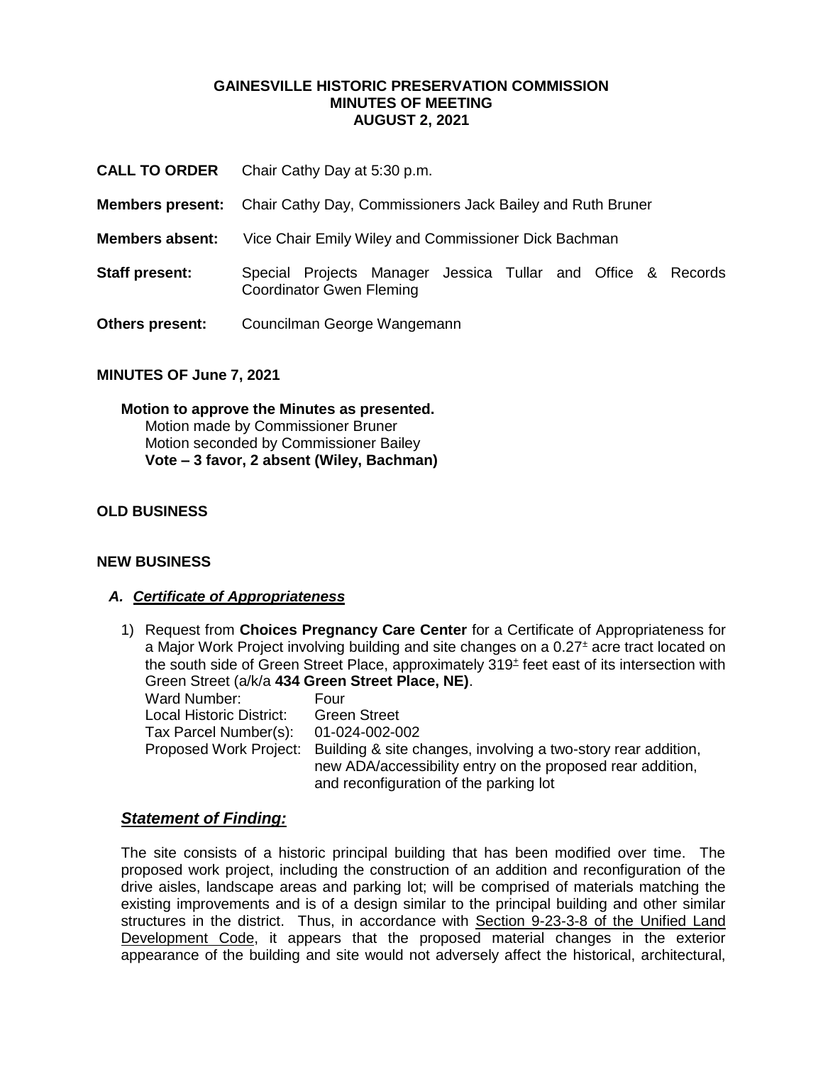**GAINESVILLE HISTORIC PRESERVATION COMMISSION**
**MINUTES OF MEETING**
**AUGUST 2, 2021**

**CALL TO ORDER** Chair Cathy Day at 5:30 p.m.

**Members present:** Chair Cathy Day, Commissioners Jack Bailey and Ruth Bruner

**Members absent:** Vice Chair Emily Wiley and Commissioner Dick Bachman

**Staff present:** Special Projects Manager Jessica Tullar and Office & Records Coordinator Gwen Fleming

**Others present:** Councilman George Wangemann

**MINUTES OF June 7, 2021**

**Motion to approve the Minutes as presented.**
Motion made by Commissioner Bruner
Motion seconded by Commissioner Bailey
**Vote – 3 favor, 2 absent (Wiley, Bachman)**

**OLD BUSINESS**

**NEW BUSINESS**

***A. Certificate of Appropriateness***

1) Request from **Choices Pregnancy Care Center** for a Certificate of Appropriateness for a Major Work Project involving building and site changes on a 0.27± acre tract located on the south side of Green Street Place, approximately 319± feet east of its intersection with Green Street (a/k/a **434 Green Street Place, NE)**.

Ward Number: Four
Local Historic District: Green Street
Tax Parcel Number(s): 01-024-002-002
Proposed Work Project: Building & site changes, involving a two-story rear addition, new ADA/accessibility entry on the proposed rear addition, and reconfiguration of the parking lot

***Statement of Finding:***

The site consists of a historic principal building that has been modified over time. The proposed work project, including the construction of an addition and reconfiguration of the drive aisles, landscape areas and parking lot; will be comprised of materials matching the existing improvements and is of a design similar to the principal building and other similar structures in the district. Thus, in accordance with Section 9-23-3-8 of the Unified Land Development Code, it appears that the proposed material changes in the exterior appearance of the building and site would not adversely affect the historical, architectural,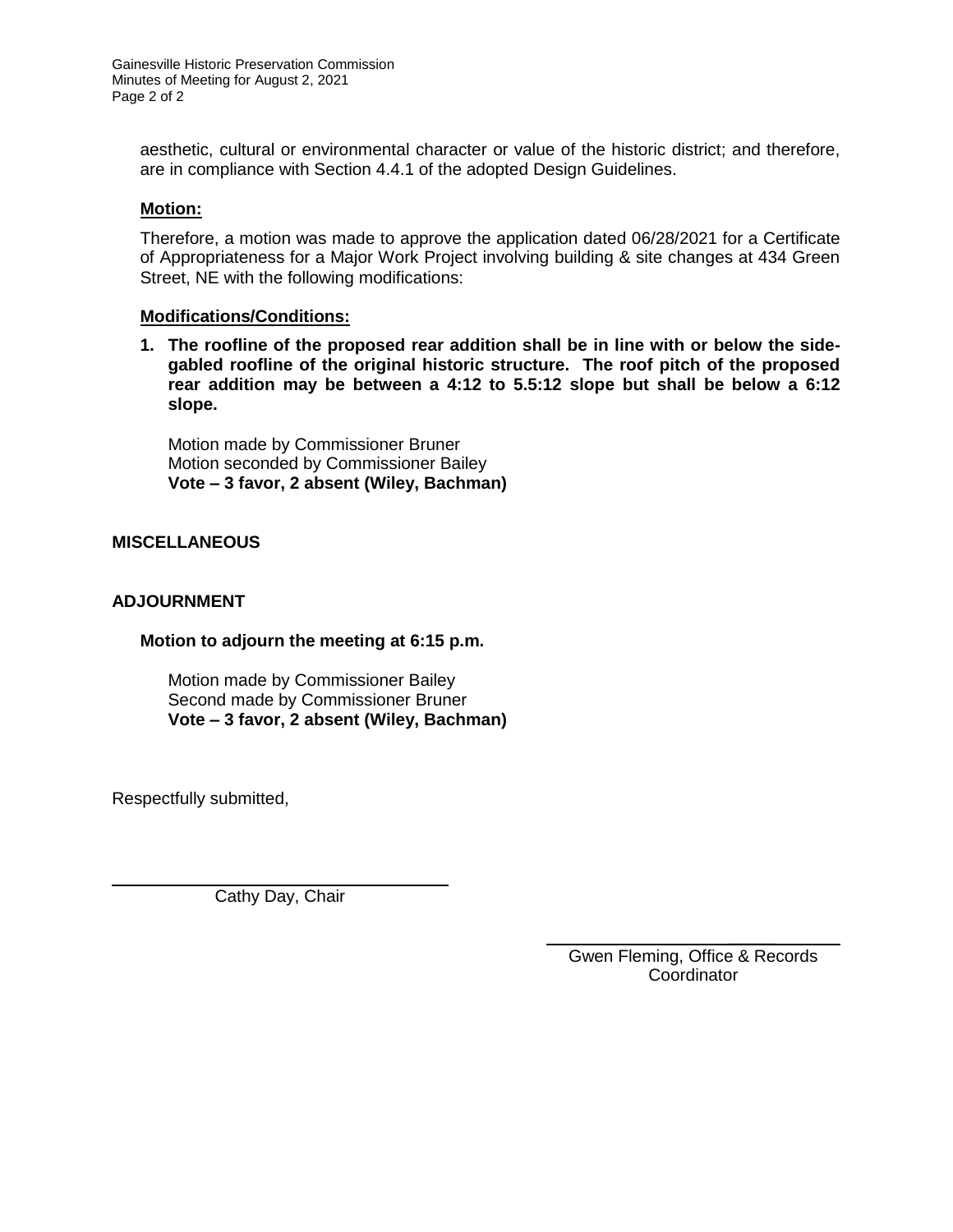aesthetic, cultural or environmental character or value of the historic district; and therefore, are in compliance with Section 4.4.1 of the adopted Design Guidelines.

**Motion:**

Therefore, a motion was made to approve the application dated 06/28/2021 for a Certificate of Appropriateness for a Major Work Project involving building & site changes at 434 Green Street, NE with the following modifications:

**Modifications/Conditions:**

1. **The roofline of the proposed rear addition shall be in line with or below the side-gabled roofline of the original historic structure. The roof pitch of the proposed rear addition may be between a 4:12 to 5.5:12 slope but shall be below a 6:12 slope.**

Motion made by Commissioner Bruner
Motion seconded by Commissioner Bailey
**Vote – 3 favor, 2 absent (Wiley, Bachman)**

## MISCELLANEOUS

## ADJOURNMENT

**Motion to adjourn the meeting at 6:15 p.m.**

Motion made by Commissioner Bailey
Second made by Commissioner Bruner
**Vote – 3 favor, 2 absent (Wiley, Bachman)**

Respectfully submitted,

Cathy Day, Chair

Gwen Fleming, Office & Records Coordinator